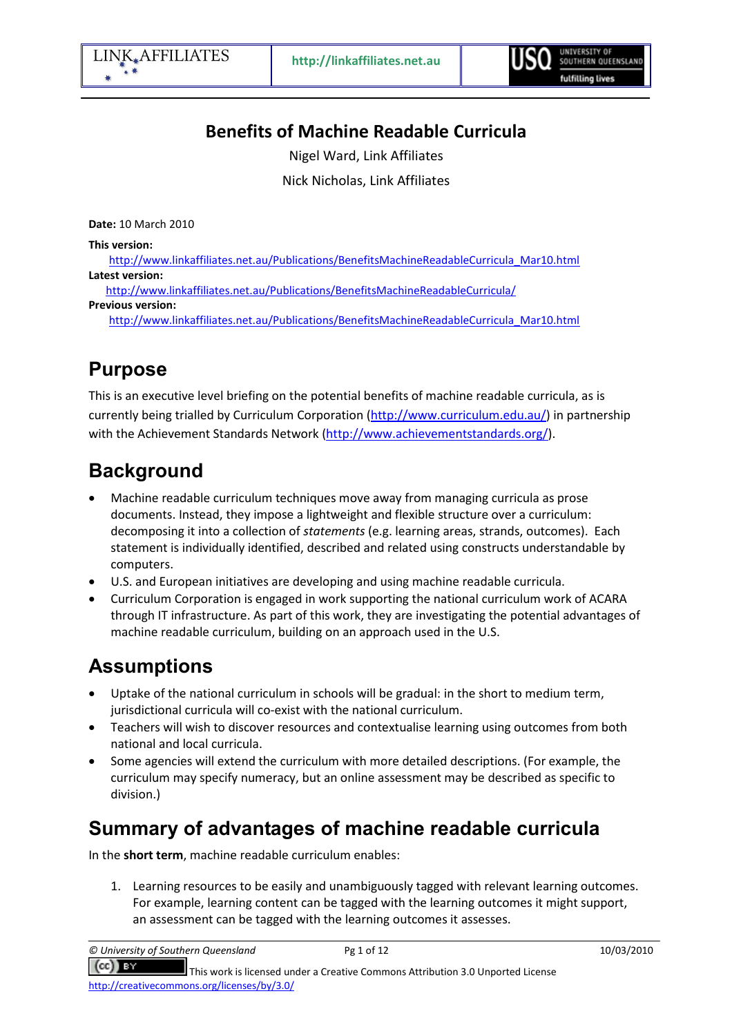# Benefits of Machine Readable Curricula

Nigel Ward, Link Affiliates

Nick Nicholas, Link Affiliates

**Date:** 10 March 2010

**This version:**
http://www.linkaffiliates.net.au/Publications/BenefitsMachineReadableCurricula_Mar10.html

**Latest version:**
http://www.linkaffiliates.net.au/Publications/BenefitsMachineReadableCurricula/

**Previous version:**
http://www.linkaffiliates.net.au/Publications/BenefitsMachineReadableCurricula_Mar10.html

## Purpose

This is an executive level briefing on the potential benefits of machine readable curricula, as is currently being trialled by Curriculum Corporation (http://www.curriculum.edu.au/) in partnership with the Achievement Standards Network (http://www.achievementstandards.org/).

## Background

- Machine readable curriculum techniques move away from managing curricula as prose documents. Instead, they impose a lightweight and flexible structure over a curriculum: decomposing it into a collection of *statements* (e.g. learning areas, strands, outcomes). Each statement is individually identified, described and related using constructs understandable by computers.
- U.S. and European initiatives are developing and using machine readable curricula.
- Curriculum Corporation is engaged in work supporting the national curriculum work of ACARA through IT infrastructure. As part of this work, they are investigating the potential advantages of machine readable curriculum, building on an approach used in the U.S.

## Assumptions

- Uptake of the national curriculum in schools will be gradual: in the short to medium term, jurisdictional curricula will co-exist with the national curriculum.
- Teachers will wish to discover resources and contextualise learning using outcomes from both national and local curricula.
- Some agencies will extend the curriculum with more detailed descriptions. (For example, the curriculum may specify numeracy, but an online assessment may be described as specific to division.)

## Summary of advantages of machine readable curricula

In the **short term**, machine readable curriculum enables:

1. Learning resources to be easily and unambiguously tagged with relevant learning outcomes. For example, learning content can be tagged with the learning outcomes it might support, an assessment can be tagged with the learning outcomes it assesses.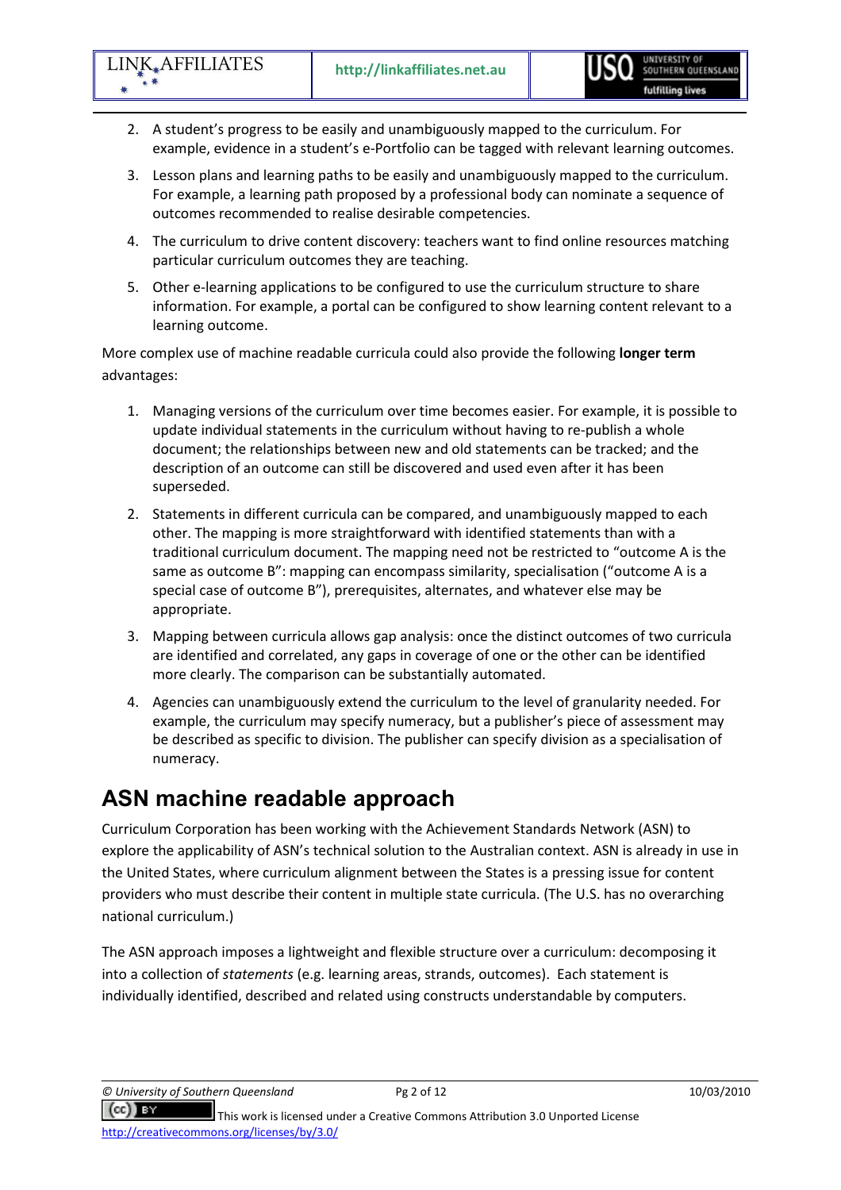2. A student's progress to be easily and unambiguously mapped to the curriculum. For example, evidence in a student's e-Portfolio can be tagged with relevant learning outcomes.
3. Lesson plans and learning paths to be easily and unambiguously mapped to the curriculum. For example, a learning path proposed by a professional body can nominate a sequence of outcomes recommended to realise desirable competencies.
4. The curriculum to drive content discovery: teachers want to find online resources matching particular curriculum outcomes they are teaching.
5. Other e-learning applications to be configured to use the curriculum structure to share information. For example, a portal can be configured to show learning content relevant to a learning outcome.

More complex use of machine readable curricula could also provide the following **longer term** advantages:

1. Managing versions of the curriculum over time becomes easier. For example, it is possible to update individual statements in the curriculum without having to re-publish a whole document; the relationships between new and old statements can be tracked; and the description of an outcome can still be discovered and used even after it has been superseded.
2. Statements in different curricula can be compared, and unambiguously mapped to each other. The mapping is more straightforward with identified statements than with a traditional curriculum document. The mapping need not be restricted to "outcome A is the same as outcome B": mapping can encompass similarity, specialisation ("outcome A is a special case of outcome B"), prerequisites, alternates, and whatever else may be appropriate.
3. Mapping between curricula allows gap analysis: once the distinct outcomes of two curricula are identified and correlated, any gaps in coverage of one or the other can be identified more clearly. The comparison can be substantially automated.
4. Agencies can unambiguously extend the curriculum to the level of granularity needed. For example, the curriculum may specify numeracy, but a publisher's piece of assessment may be described as specific to division. The publisher can specify division as a specialisation of numeracy.

# ASN machine readable approach

Curriculum Corporation has been working with the Achievement Standards Network (ASN) to explore the applicability of ASN's technical solution to the Australian context. ASN is already in use in the United States, where curriculum alignment between the States is a pressing issue for content providers who must describe their content in multiple state curricula. (The U.S. has no overarching national curriculum.)

The ASN approach imposes a lightweight and flexible structure over a curriculum: decomposing it into a collection of *statements* (e.g. learning areas, strands, outcomes). Each statement is individually identified, described and related using constructs understandable by computers.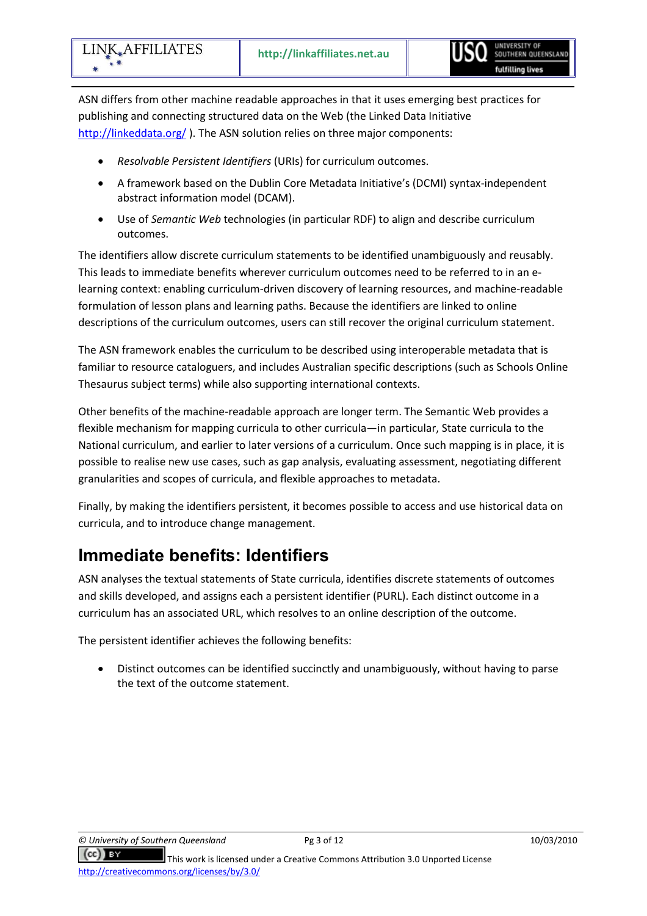ASN differs from other machine readable approaches in that it uses emerging best practices for publishing and connecting structured data on the Web (the Linked Data Initiative http://linkeddata.org/ ). The ASN solution relies on three major components:

- *Resolvable Persistent Identifiers* (URIs) for curriculum outcomes.
- A framework based on the Dublin Core Metadata Initiative's (DCMI) syntax-independent abstract information model (DCAM).
- Use of *Semantic Web* technologies (in particular RDF) to align and describe curriculum outcomes.

The identifiers allow discrete curriculum statements to be identified unambiguously and reusably. This leads to immediate benefits wherever curriculum outcomes need to be referred to in an e-learning context: enabling curriculum-driven discovery of learning resources, and machine-readable formulation of lesson plans and learning paths. Because the identifiers are linked to online descriptions of the curriculum outcomes, users can still recover the original curriculum statement.

The ASN framework enables the curriculum to be described using interoperable metadata that is familiar to resource cataloguers, and includes Australian specific descriptions (such as Schools Online Thesaurus subject terms) while also supporting international contexts.

Other benefits of the machine-readable approach are longer term. The Semantic Web provides a flexible mechanism for mapping curricula to other curricula—in particular, State curricula to the National curriculum, and earlier to later versions of a curriculum. Once such mapping is in place, it is possible to realise new use cases, such as gap analysis, evaluating assessment, negotiating different granularities and scopes of curricula, and flexible approaches to metadata.

Finally, by making the identifiers persistent, it becomes possible to access and use historical data on curricula, and to introduce change management.

# Immediate benefits: Identifiers

ASN analyses the textual statements of State curricula, identifies discrete statements of outcomes and skills developed, and assigns each a persistent identifier (PURL). Each distinct outcome in a curriculum has an associated URL, which resolves to an online description of the outcome.

The persistent identifier achieves the following benefits:

- Distinct outcomes can be identified succinctly and unambiguously, without having to parse the text of the outcome statement.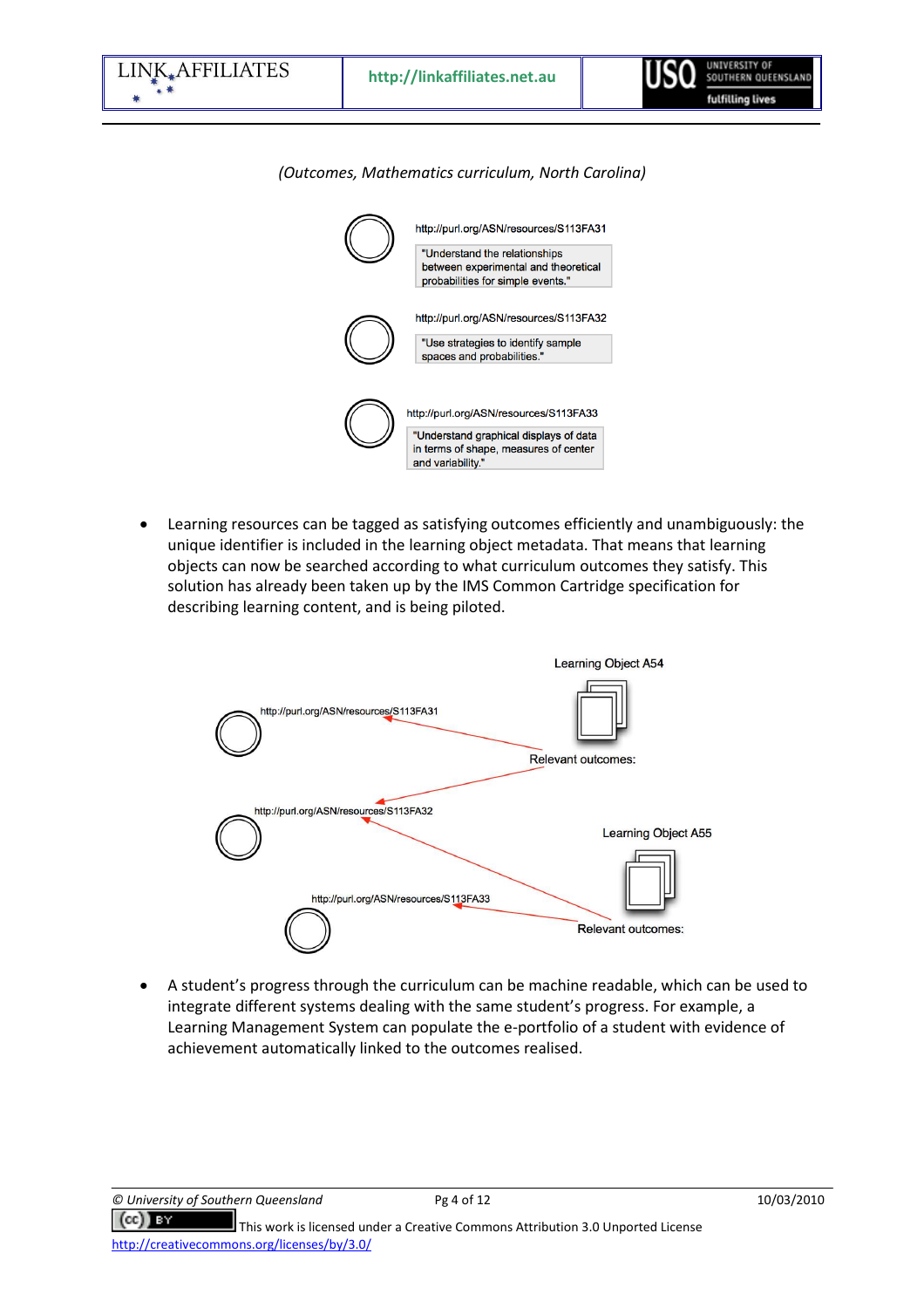*(Outcomes, Mathematics curriculum, North Carolina)*

http://purl.org/ASN/resources/S113FA31

"Understand the relationships between experimental and theoretical probabilities for simple events."

http://purl.org/ASN/resources/S113FA32

"Use strategies to identify sample spaces and probabilities."

http://purl.org/ASN/resources/S113FA33

"Understand graphical displays of data in terms of shape, measures of center and variability."

- Learning resources can be tagged as satisfying outcomes efficiently and unambiguously: the unique identifier is included in the learning object metadata. That means that learning objects can now be searched according to what curriculum outcomes they satisfy. This solution has already been taken up by the IMS Common Cartridge specification for describing learning content, and is being piloted.

Learning Object A54

Relevant outcomes:

http://purl.org/ASN/resources/S113FA31

http://purl.org/ASN/resources/S113FA32

Learning Object A55

Relevant outcomes:

http://purl.org/ASN/resources/S113FA33

- A student's progress through the curriculum can be machine readable, which can be used to integrate different systems dealing with the same student's progress. For example, a Learning Management System can populate the e-portfolio of a student with evidence of achievement automatically linked to the outcomes realised.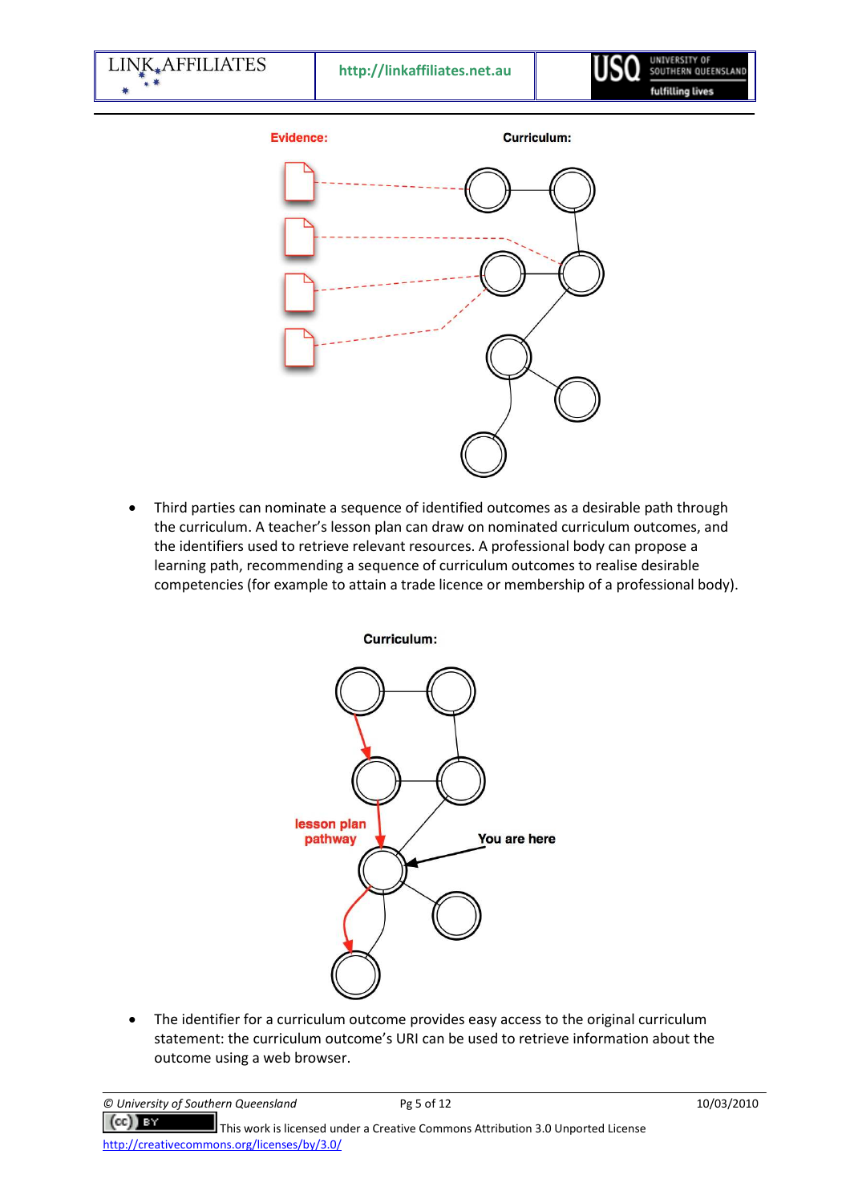**Evidence:** **Curriculum:**

- Third parties can nominate a sequence of identified outcomes as a desirable path through the curriculum. A teacher's lesson plan can draw on nominated curriculum outcomes, and the identifiers used to retrieve relevant resources. A professional body can propose a learning path, recommending a sequence of curriculum outcomes to realise desirable competencies (for example to attain a trade licence or membership of a professional body).

**Curriculum:**

**lesson plan pathway**

**You are here**

- The identifier for a curriculum outcome provides easy access to the original curriculum statement: the curriculum outcome's URI can be used to retrieve information about the outcome using a web browser.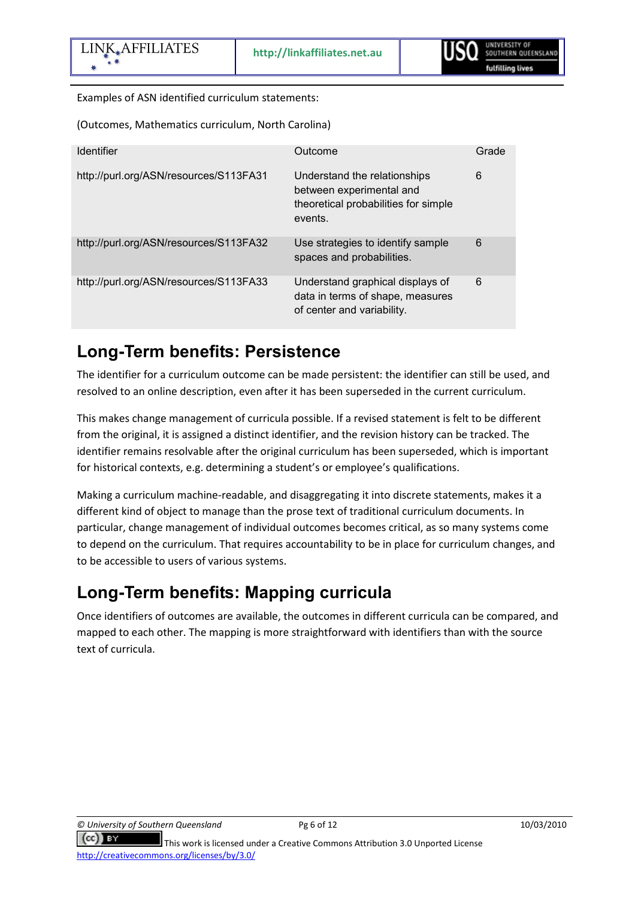Examples of ASN identified curriculum statements:

(Outcomes, Mathematics curriculum, North Carolina)

| Identifier | Outcome | Grade |
| --- | --- | --- |
| http://purl.org/ASN/resources/S113FA31 | Understand the relationships between experimental and theoretical probabilities for simple events. | 6 |
| http://purl.org/ASN/resources/S113FA32 | Use strategies to identify sample spaces and probabilities. | 6 |
| http://purl.org/ASN/resources/S113FA33 | Understand graphical displays of data in terms of shape, measures of center and variability. | 6 |

## Long-Term benefits: Persistence

The identifier for a curriculum outcome can be made persistent: the identifier can still be used, and resolved to an online description, even after it has been superseded in the current curriculum.

This makes change management of curricula possible. If a revised statement is felt to be different from the original, it is assigned a distinct identifier, and the revision history can be tracked. The identifier remains resolvable after the original curriculum has been superseded, which is important for historical contexts, e.g. determining a student's or employee's qualifications.

Making a curriculum machine-readable, and disaggregating it into discrete statements, makes it a different kind of object to manage than the prose text of traditional curriculum documents. In particular, change management of individual outcomes becomes critical, as so many systems come to depend on the curriculum. That requires accountability to be in place for curriculum changes, and to be accessible to users of various systems.

## Long-Term benefits: Mapping curricula

Once identifiers of outcomes are available, the outcomes in different curricula can be compared, and mapped to each other. The mapping is more straightforward with identifiers than with the source text of curricula.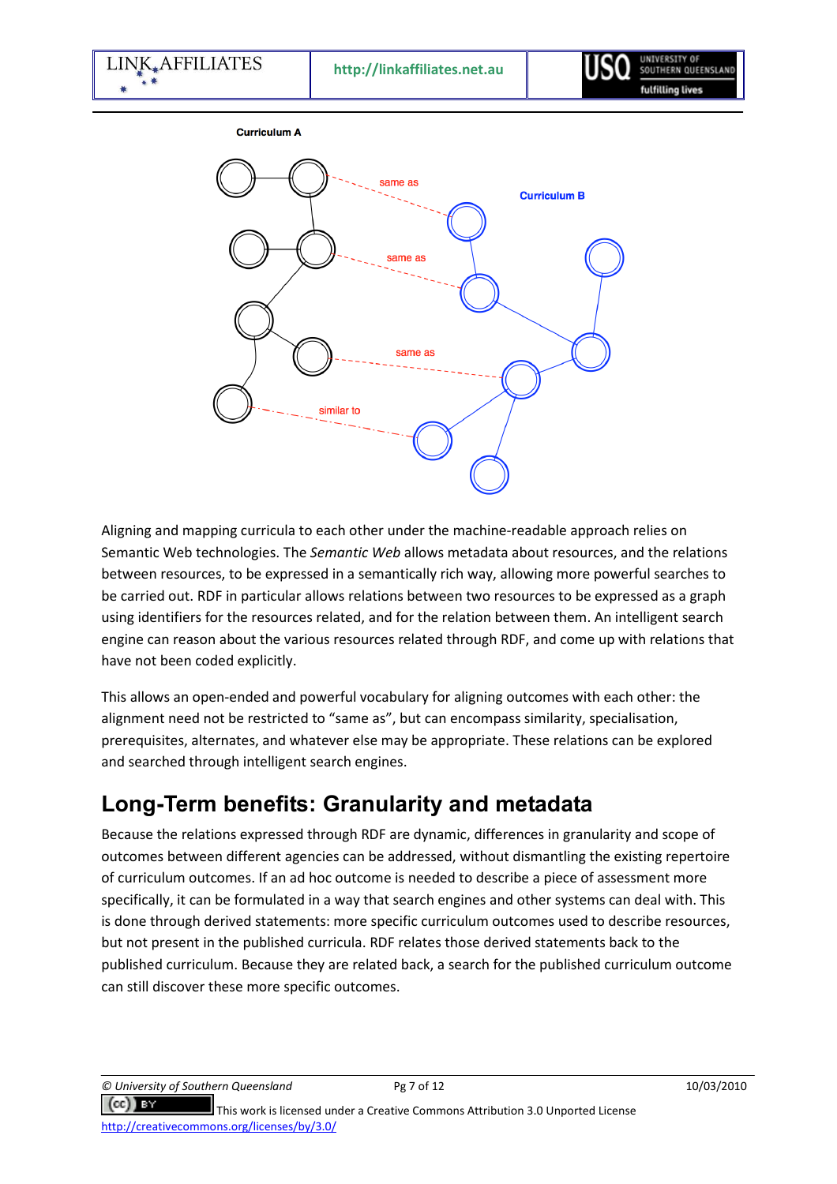Curriculum A

Curriculum B

same as

same as

same as

similar to

Aligning and mapping curricula to each other under the machine-readable approach relies on Semantic Web technologies. The *Semantic Web* allows metadata about resources, and the relations between resources, to be expressed in a semantically rich way, allowing more powerful searches to be carried out. RDF in particular allows relations between two resources to be expressed as a graph using identifiers for the resources related, and for the relation between them. An intelligent search engine can reason about the various resources related through RDF, and come up with relations that have not been coded explicitly.

This allows an open-ended and powerful vocabulary for aligning outcomes with each other: the alignment need not be restricted to "same as", but can encompass similarity, specialisation, prerequisites, alternates, and whatever else may be appropriate. These relations can be explored and searched through intelligent search engines.

## Long-Term benefits: Granularity and metadata

Because the relations expressed through RDF are dynamic, differences in granularity and scope of outcomes between different agencies can be addressed, without dismantling the existing repertoire of curriculum outcomes. If an ad hoc outcome is needed to describe a piece of assessment more specifically, it can be formulated in a way that search engines and other systems can deal with. This is done through derived statements: more specific curriculum outcomes used to describe resources, but not present in the published curricula. RDF relates those derived statements back to the published curriculum. Because they are related back, a search for the published curriculum outcome can still discover these more specific outcomes.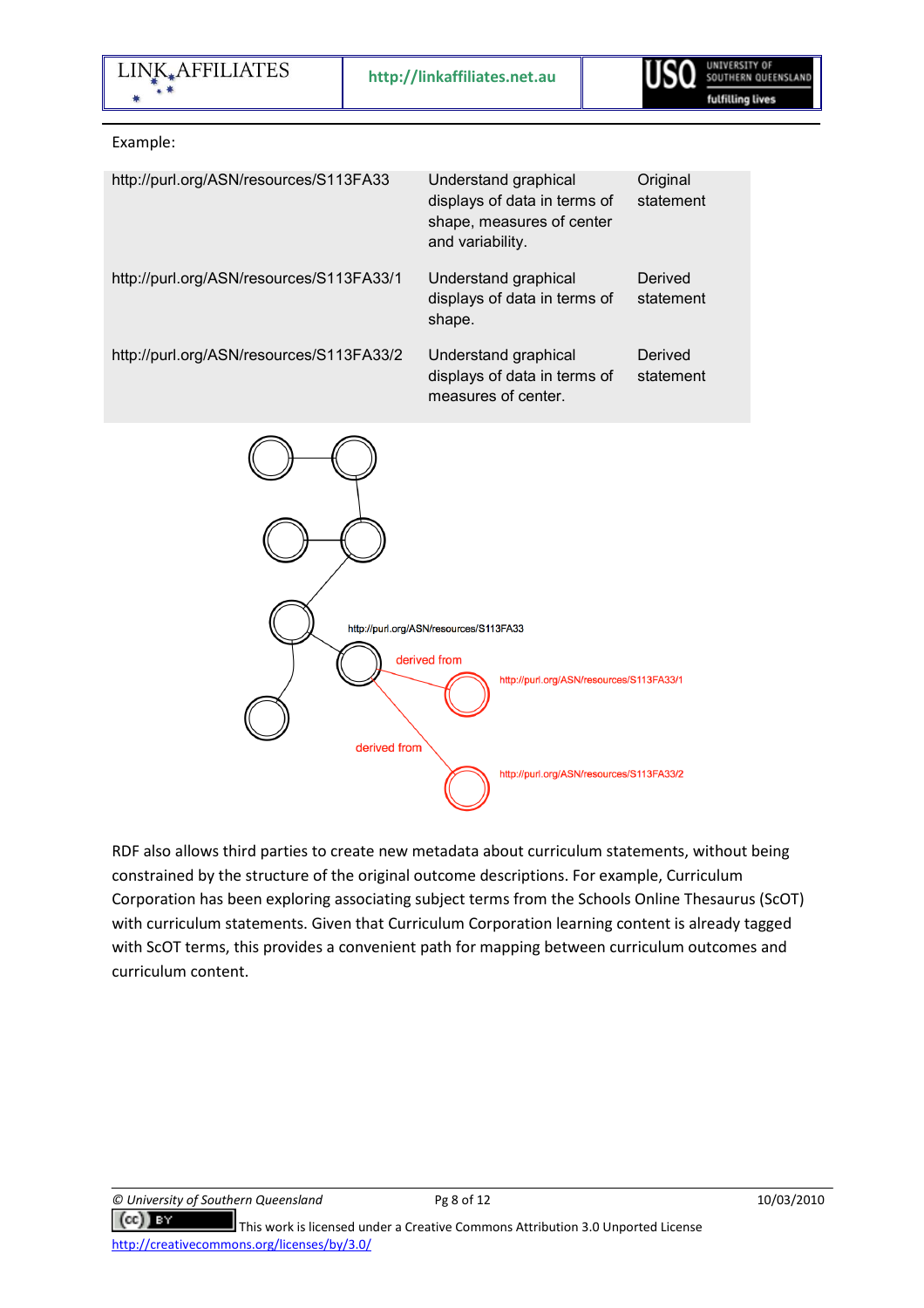Example:

| | | |
|---|---|---|
| http://purl.org/ASN/resources/S113FA33 | Understand graphical displays of data in terms of shape, measures of center and variability. | Original statement |
| http://purl.org/ASN/resources/S113FA33/1 | Understand graphical displays of data in terms of shape. | Derived statement |
| http://purl.org/ASN/resources/S113FA33/2 | Understand graphical displays of data in terms of measures of center. | Derived statement |

http://purl.org/ASN/resources/S113FA33

derived from

http://purl.org/ASN/resources/S113FA33/1

derived from

http://purl.org/ASN/resources/S113FA33/2

RDF also allows third parties to create new metadata about curriculum statements, without being constrained by the structure of the original outcome descriptions. For example, Curriculum Corporation has been exploring associating subject terms from the Schools Online Thesaurus (ScOT) with curriculum statements. Given that Curriculum Corporation learning content is already tagged with ScOT terms, this provides a convenient path for mapping between curriculum outcomes and curriculum content.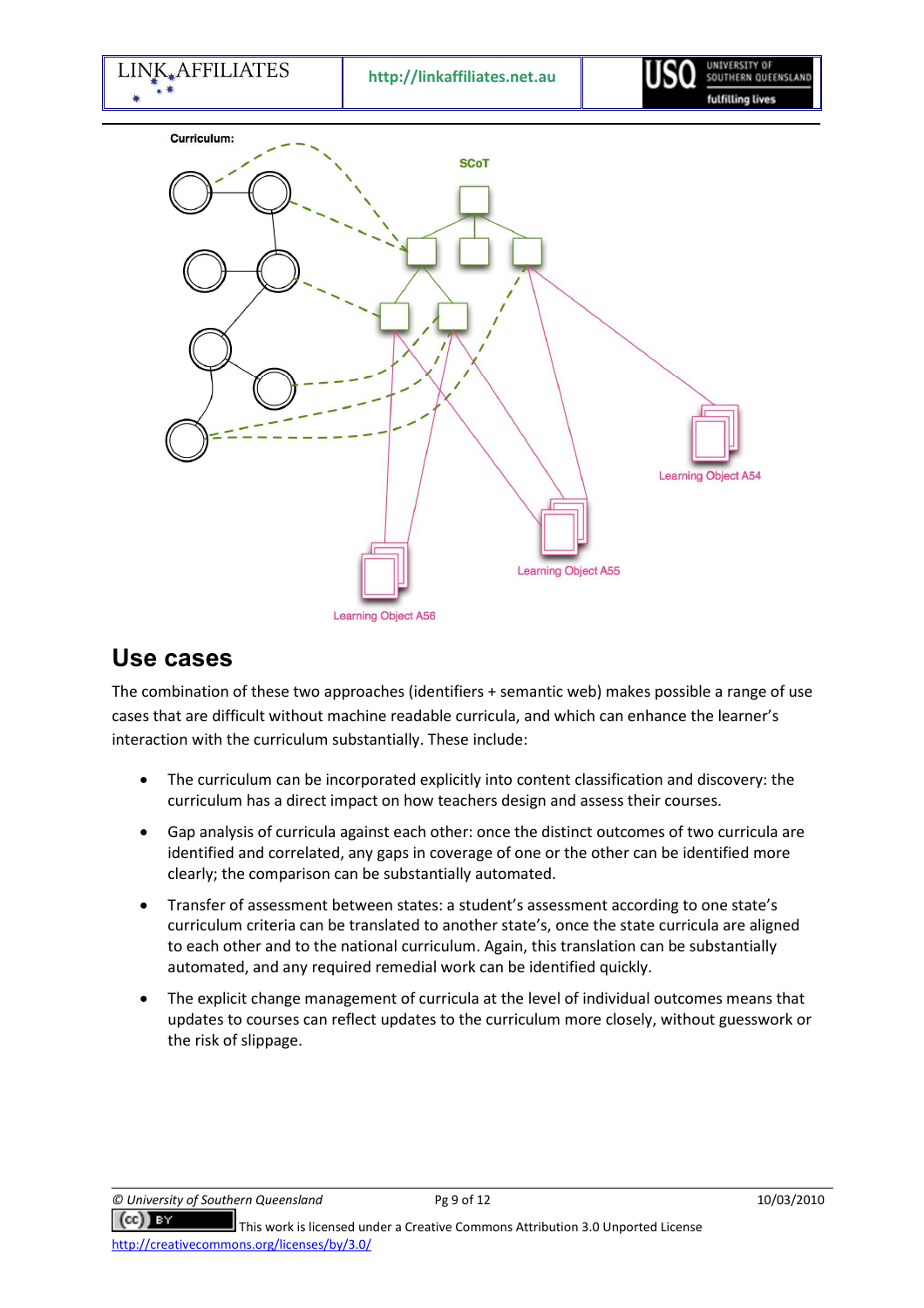Curriculum:

SCoT

Learning Object A54

Learning Object A55

Learning Object A56

## Use cases

The combination of these two approaches (identifiers + semantic web) makes possible a range of use cases that are difficult without machine readable curricula, and which can enhance the learner's interaction with the curriculum substantially. These include:

- The curriculum can be incorporated explicitly into content classification and discovery: the curriculum has a direct impact on how teachers design and assess their courses.
- Gap analysis of curricula against each other: once the distinct outcomes of two curricula are identified and correlated, any gaps in coverage of one or the other can be identified more clearly; the comparison can be substantially automated.
- Transfer of assessment between states: a student's assessment according to one state's curriculum criteria can be translated to another state's, once the state curricula are aligned to each other and to the national curriculum. Again, this translation can be substantially automated, and any required remedial work can be identified quickly.
- The explicit change management of curricula at the level of individual outcomes means that updates to courses can reflect updates to the curriculum more closely, without guesswork or the risk of slippage.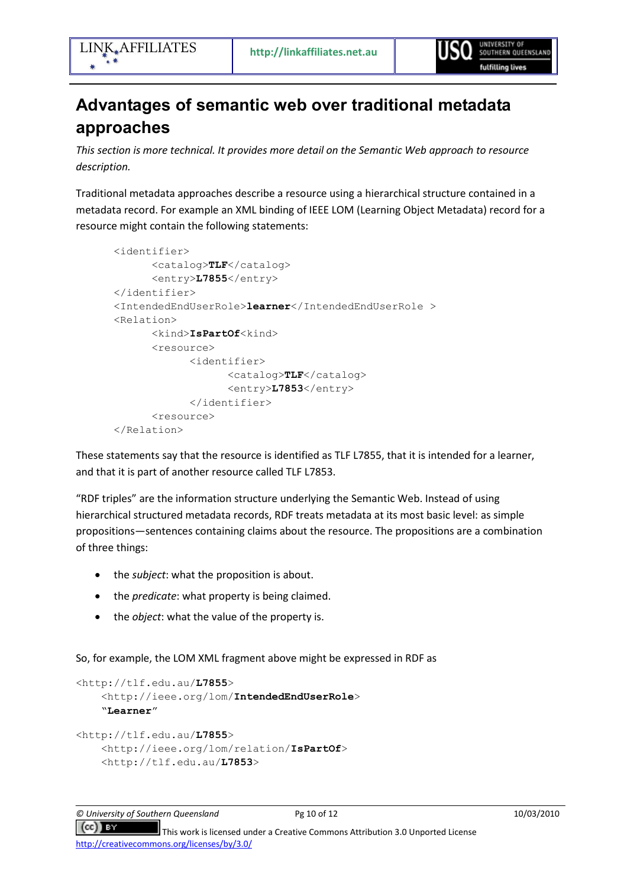# Advantages of semantic web over traditional metadata approaches

*This section is more technical. It provides more detail on the Semantic Web approach to resource description.*

Traditional metadata approaches describe a resource using a hierarchical structure contained in a metadata record. For example an XML binding of IEEE LOM (Learning Object Metadata) record for a resource might contain the following statements:

```
<identifier>
      <catalog>TLF</catalog>
      <entry>L7855</entry>
</identifier>
<IntendedEndUserRole>learner</IntendedEndUserRole >
<Relation>
      <kind>IsPartOf<kind>
      <resource>
            <identifier>
                  <catalog>TLF</catalog>
                  <entry>L7853</entry>
            </identifier>
      <resource>
</Relation>
```

These statements say that the resource is identified as TLF L7855, that it is intended for a learner, and that it is part of another resource called TLF L7853.

"RDF triples" are the information structure underlying the Semantic Web. Instead of using hierarchical structured metadata records, RDF treats metadata at its most basic level: as simple propositions—sentences containing claims about the resource. The propositions are a combination of three things:

- the *subject*: what the proposition is about.
- the *predicate*: what property is being claimed.
- the *object*: what the value of the property is.

So, for example, the LOM XML fragment above might be expressed in RDF as

```
<http://tlf.edu.au/L7855>
    <http://ieee.org/lom/IntendedEndUserRole>
    "Learner"

<http://tlf.edu.au/L7855>
    <http://ieee.org/lom/relation/IsPartOf>
    <http://tlf.edu.au/L7853>
```

© University of Southern Queensland 10/03/2010

This work is licensed under a Creative Commons Attribution 3.0 Unported License http://creativecommons.org/licenses/by/3.0/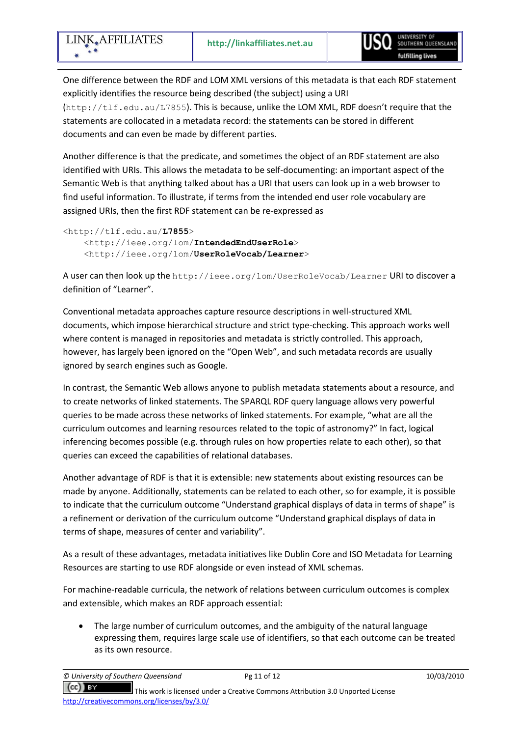One difference between the RDF and LOM XML versions of this metadata is that each RDF statement explicitly identifies the resource being described (the subject) using a URI (`http://tlf.edu.au/L7855`). This is because, unlike the LOM XML, RDF doesn't require that the statements are collocated in a metadata record: the statements can be stored in different documents and can even be made by different parties.

Another difference is that the predicate, and sometimes the object of an RDF statement are also identified with URIs. This allows the metadata to be self-documenting: an important aspect of the Semantic Web is that anything talked about has a URI that users can look up in a web browser to find useful information. To illustrate, if terms from the intended end user role vocabulary are assigned URIs, then the first RDF statement can be re-expressed as

```
<http://tlf.edu.au/L7855>
    <http://ieee.org/lom/IntendedEndUserRole>
    <http://ieee.org/lom/UserRoleVocab/Learner>
```

A user can then look up the `http://ieee.org/lom/UserRoleVocab/Learner` URI to discover a definition of "Learner".

Conventional metadata approaches capture resource descriptions in well-structured XML documents, which impose hierarchical structure and strict type-checking. This approach works well where content is managed in repositories and metadata is strictly controlled. This approach, however, has largely been ignored on the "Open Web", and such metadata records are usually ignored by search engines such as Google.

In contrast, the Semantic Web allows anyone to publish metadata statements about a resource, and to create networks of linked statements. The SPARQL RDF query language allows very powerful queries to be made across these networks of linked statements. For example, "what are all the curriculum outcomes and learning resources related to the topic of astronomy?" In fact, logical inferencing becomes possible (e.g. through rules on how properties relate to each other), so that queries can exceed the capabilities of relational databases.

Another advantage of RDF is that it is extensible: new statements about existing resources can be made by anyone. Additionally, statements can be related to each other, so for example, it is possible to indicate that the curriculum outcome "Understand graphical displays of data in terms of shape" is a refinement or derivation of the curriculum outcome "Understand graphical displays of data in terms of shape, measures of center and variability".

As a result of these advantages, metadata initiatives like Dublin Core and ISO Metadata for Learning Resources are starting to use RDF alongside or even instead of XML schemas.

For machine-readable curricula, the network of relations between curriculum outcomes is complex and extensible, which makes an RDF approach essential:

- The large number of curriculum outcomes, and the ambiguity of the natural language expressing them, requires large scale use of identifiers, so that each outcome can be treated as its own resource.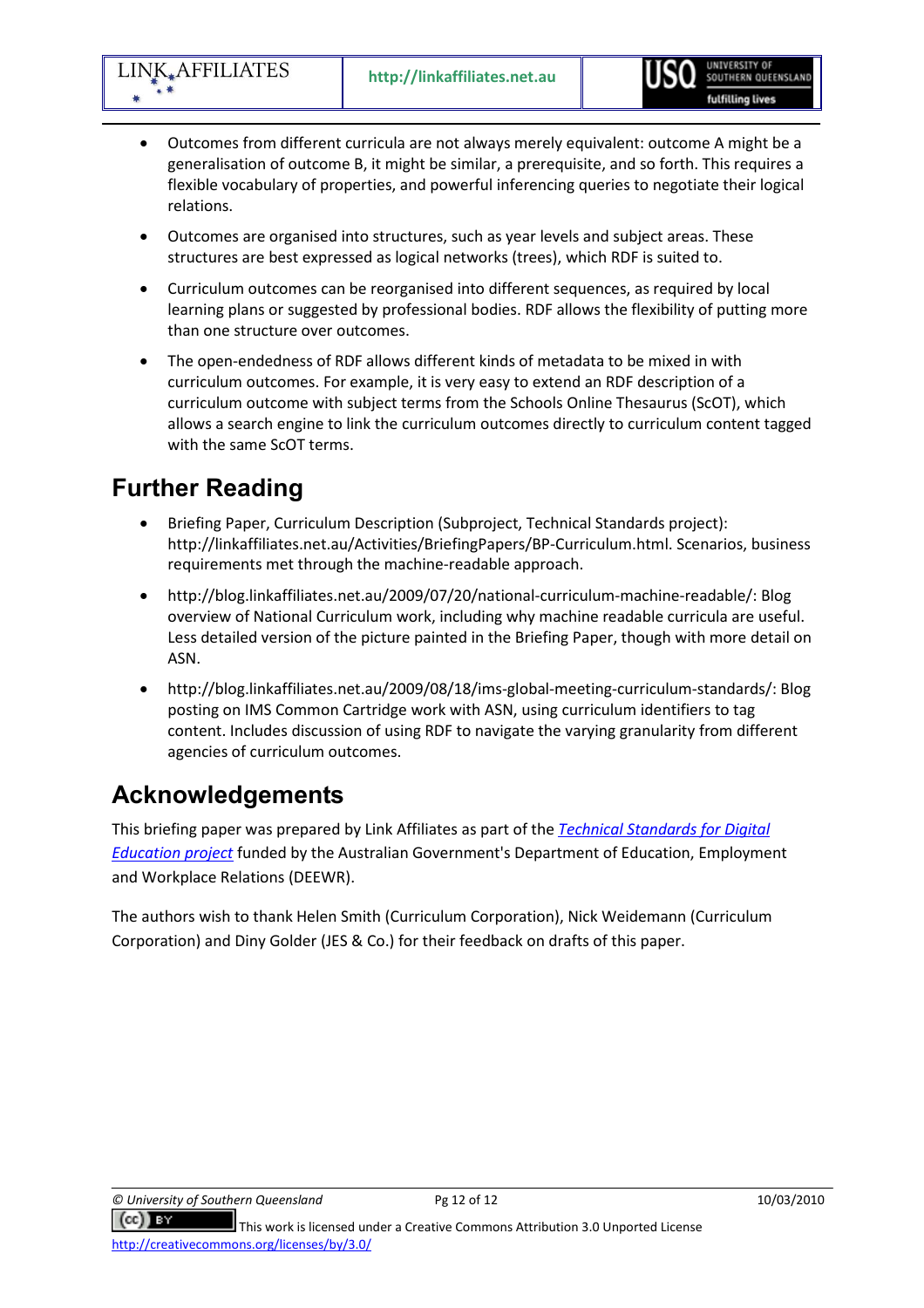- Outcomes from different curricula are not always merely equivalent: outcome A might be a generalisation of outcome B, it might be similar, a prerequisite, and so forth. This requires a flexible vocabulary of properties, and powerful inferencing queries to negotiate their logical relations.
- Outcomes are organised into structures, such as year levels and subject areas. These structures are best expressed as logical networks (trees), which RDF is suited to.
- Curriculum outcomes can be reorganised into different sequences, as required by local learning plans or suggested by professional bodies. RDF allows the flexibility of putting more than one structure over outcomes.
- The open-endedness of RDF allows different kinds of metadata to be mixed in with curriculum outcomes. For example, it is very easy to extend an RDF description of a curriculum outcome with subject terms from the Schools Online Thesaurus (ScOT), which allows a search engine to link the curriculum outcomes directly to curriculum content tagged with the same ScOT terms.

## Further Reading

- Briefing Paper, Curriculum Description (Subproject, Technical Standards project): http://linkaffiliates.net.au/Activities/BriefingPapers/BP-Curriculum.html. Scenarios, business requirements met through the machine-readable approach.
- http://blog.linkaffiliates.net.au/2009/07/20/national-curriculum-machine-readable/: Blog overview of National Curriculum work, including why machine readable curricula are useful. Less detailed version of the picture painted in the Briefing Paper, though with more detail on ASN.
- http://blog.linkaffiliates.net.au/2009/08/18/ims-global-meeting-curriculum-standards/: Blog posting on IMS Common Cartridge work with ASN, using curriculum identifiers to tag content. Includes discussion of using RDF to navigate the varying granularity from different agencies of curriculum outcomes.

## Acknowledgements

This briefing paper was prepared by Link Affiliates as part of the *Technical Standards for Digital Education project* funded by the Australian Government's Department of Education, Employment and Workplace Relations (DEEWR).

The authors wish to thank Helen Smith (Curriculum Corporation), Nick Weidemann (Curriculum Corporation) and Diny Golder (JES & Co.) for their feedback on drafts of this paper.